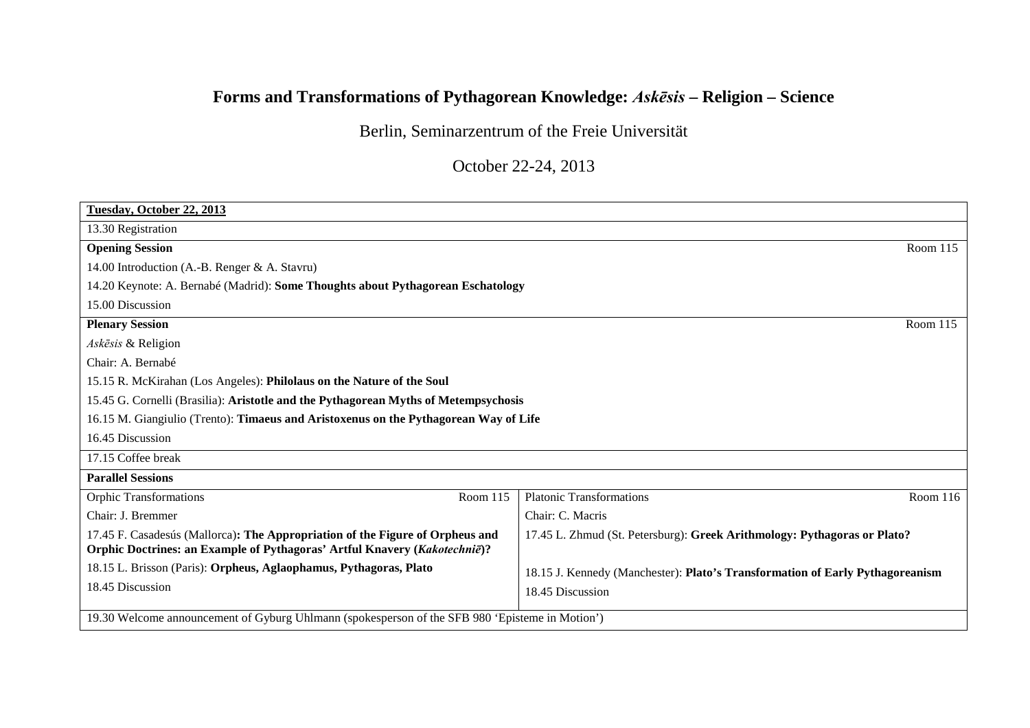# Forms and Transformations of Pythagorean Knowledge: *Askēsis* – Religion – Science

Berlin, Seminarzentrum of the Freie Universität

October 22-24, 2013

| **Tuesday, October 22, 2013** | |
|---|---|
| 13.30 Registration | |
| **Opening Session** | Room 115 |
| 14.00 Introduction (A.-B. Renger & A. Stavru) | |
| 14.20 Keynote: A. Bernabé (Madrid): **Some Thoughts about Pythagorean Eschatology** | |
| 15.00 Discussion | |
| **Plenary Session** | Room 115 |
| *Askēsis* & Religion | |
| Chair: A. Bernabé | |
| 15.15 R. McKirahan (Los Angeles): **Philolaus on the Nature of the Soul** | |
| 15.45 G. Cornelli (Brasilia): **Aristotle and the Pythagorean Myths of Metempsychosis** | |
| 16.15 M. Giangiulio (Trento): **Timaeus and Aristoxenus on the Pythagorean Way of Life** | |
| 16.45 Discussion | |
| 17.15 Coffee break | |
| **Parallel Sessions** | |
| Orphic Transformations — Room 115 | Platonic Transformations — Room 116 |
| Chair: J. Bremmer | Chair: C. Macris |
| 17.45 F. Casadesús (Mallorca)**: The Appropriation of the Figure of Orpheus and Orphic Doctrines: an Example of Pythagoras' Artful Knavery (*Kakotechniē*)?** | 17.45 L. Zhmud (St. Petersburg): **Greek Arithmology: Pythagoras or Plato?** |
| 18.15 L. Brisson (Paris): **Orpheus, Aglaophamus, Pythagoras, Plato** | 18.15 J. Kennedy (Manchester): **Plato's Transformation of Early Pythagoreanism** |
| 18.45 Discussion | 18.45 Discussion |
| 19.30 Welcome announcement of Gyburg Uhlmann (spokesperson of the SFB 980 'Episteme in Motion') | |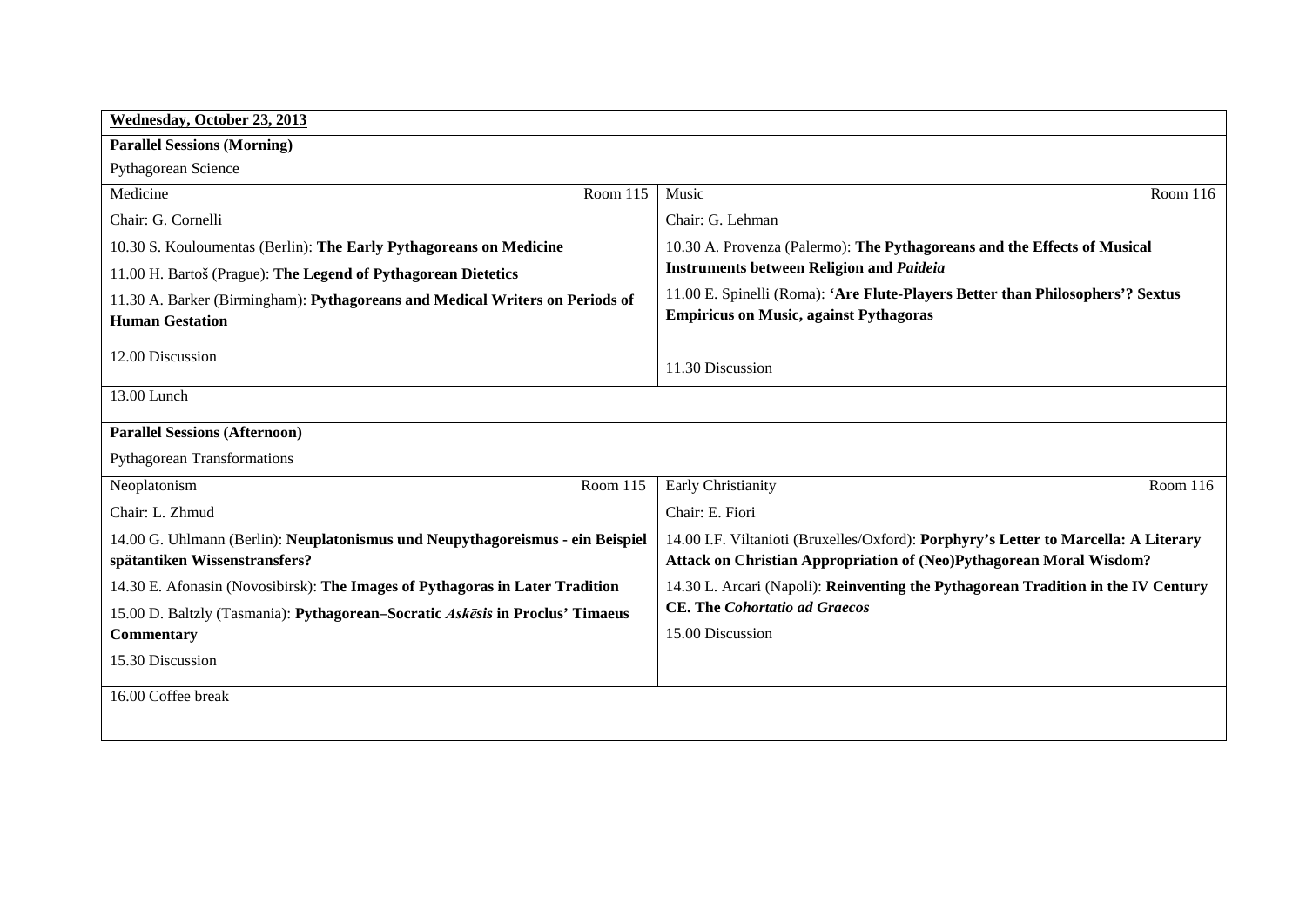| **Wednesday, October 23, 2013** | |
|---|---|
| **Parallel Sessions (Morning)** | |
| Pythagorean Science | |
| Medicine — Room 115 | Music — Room 116 |
| Chair: G. Cornelli | Chair: G. Lehman |
| 10.30 S. Kouloumentas (Berlin): **The Early Pythagoreans on Medicine** | 10.30 A. Provenza (Palermo): **The Pythagoreans and the Effects of Musical Instruments between Religion and *Paideia*** |
| 11.00 H. Bartoš (Prague): **The Legend of Pythagorean Dietetics** | 11.00 E. Spinelli (Roma): **'Are Flute-Players Better than Philosophers'? Sextus Empiricus on Music, against Pythagoras** |
| 11.30 A. Barker (Birmingham): **Pythagoreans and Medical Writers on Periods of Human Gestation** | 11.30 Discussion |
| 12.00 Discussion | |
| 13.00 Lunch | |
| **Parallel Sessions (Afternoon)** | |
| Pythagorean Transformations | |
| Neoplatonism — Room 115 | Early Christianity — Room 116 |
| Chair: L. Zhmud | Chair: E. Fiori |
| 14.00 G. Uhlmann (Berlin): **Neuplatonismus und Neupythagoreismus - ein Beispiel spätantiken Wissenstransfers?** | 14.00 I.F. Viltanioti (Bruxelles/Oxford): **Porphyry's Letter to Marcella: A Literary Attack on Christian Appropriation of (Neo)Pythagorean Moral Wisdom?** |
| 14.30 E. Afonasin (Novosibirsk): **The Images of Pythagoras in Later Tradition** | 14.30 L. Arcari (Napoli): **Reinventing the Pythagorean Tradition in the IV Century CE. The *Cohortatio ad Graecos*** |
| 15.00 D. Baltzly (Tasmania): **Pythagorean–Socratic *Askēsis* in Proclus' Timaeus Commentary** | 15.00 Discussion |
| 15.30 Discussion | |
| 16.00 Coffee break | |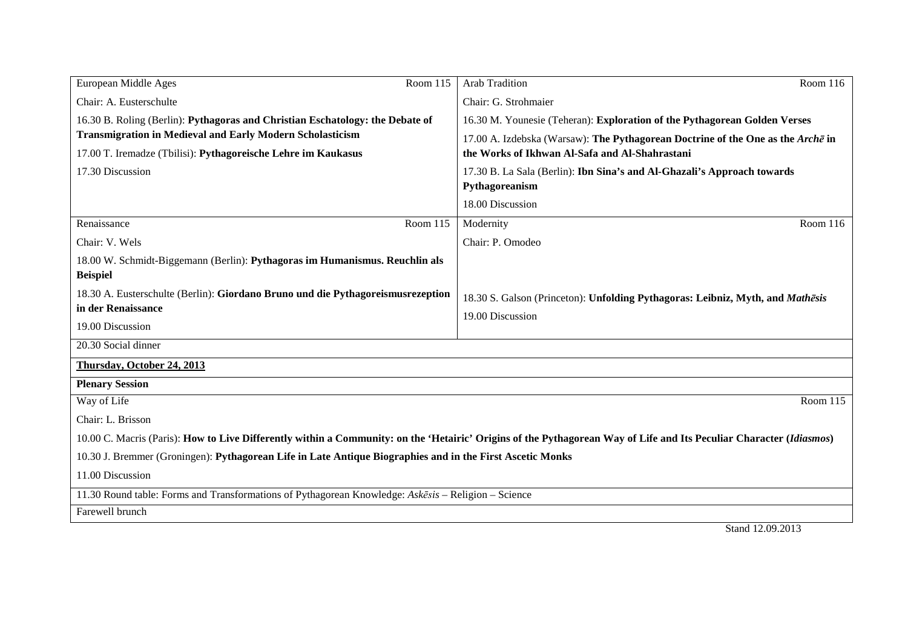| | |
|---|---|
| European Middle Ages — Room 115 | Arab Tradition — Room 116 |
| Chair: A. Eusterschulte | Chair: G. Strohmaier |
| 16.30 B. Roling (Berlin): **Pythagoras and Christian Eschatology: the Debate of Transmigration in Medieval and Early Modern Scholasticism** | 16.30 M. Younesie (Teheran): **Exploration of the Pythagorean Golden Verses** |
| 17.00 T. Iremadze (Tbilisi): **Pythagoreische Lehre im Kaukasus** | 17.00 A. Izdebska (Warsaw): **The Pythagorean Doctrine of the One as the *Archē* in the Works of Ikhwan Al-Safa and Al-Shahrastani** |
| 17.30 Discussion | 17.30 B. La Sala (Berlin): **Ibn Sina's and Al-Ghazali's Approach towards Pythagoreanism** |
| | 18.00 Discussion |
| Renaissance — Room 115 | Modernity — Room 116 |
| Chair: V. Wels | Chair: P. Omodeo |
| 18.00 W. Schmidt-Biggemann (Berlin): **Pythagoras im Humanismus. Reuchlin als Beispiel** | |
| 18.30 A. Eusterschulte (Berlin): **Giordano Bruno und die Pythagoreismusrezeption in der Renaissance** | 18.30 S. Galson (Princeton): **Unfolding Pythagoras: Leibniz, Myth, and *Mathēsis*** |
| 19.00 Discussion | 19.00 Discussion |

20.30 Social dinner

**Thursday, October 24, 2013**

**Plenary Session**

Way of Life — Room 115

Chair: L. Brisson

10.00 C. Macris (Paris): **How to Live Differently within a Community: on the 'Hetairic' Origins of the Pythagorean Way of Life and Its Peculiar Character (*Idiasmos*)**

10.30 J. Bremmer (Groningen): **Pythagorean Life in Late Antique Biographies and in the First Ascetic Monks**

11.00 Discussion

11.30 Round table: Forms and Transformations of Pythagorean Knowledge: *Askēsis* – Religion – Science

Farewell brunch

Stand 12.09.2013